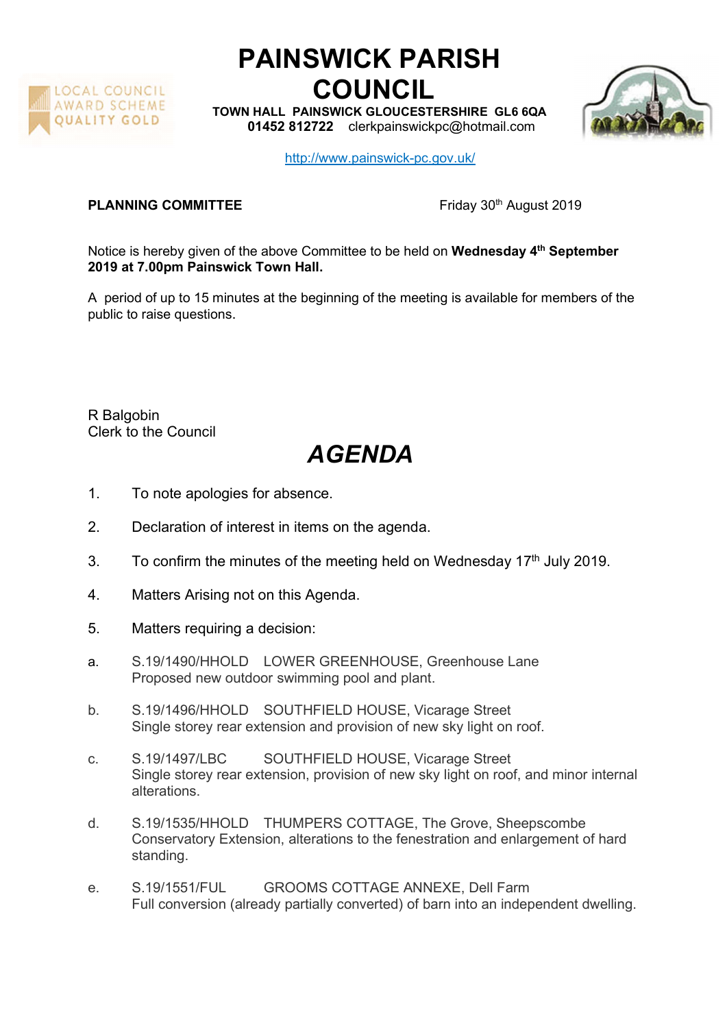# PAINSWICK PARISH COUNCIL

**TOWN HALL PAINSWICK GLOUCESTERSHIRE GL6 6QA**
**01452 812722** clerkpainswickpc@hotmail.com

http://www.painswick-pc.gov.uk/

**PLANNING COMMITTEE** Friday 30th August 2019

Notice is hereby given of the above Committee to be held on **Wednesday 4th September 2019 at 7.00pm Painswick Town Hall.**

A period of up to 15 minutes at the beginning of the meeting is available for members of the public to raise questions.

R Balgobin
Clerk to the Council

# *AGENDA*

1. To note apologies for absence.
2. Declaration of interest in items on the agenda.
3. To confirm the minutes of the meeting held on Wednesday 17th July 2019.
4. Matters Arising not on this Agenda.
5. Matters requiring a decision:

a. S.19/1490/HHOLD LOWER GREENHOUSE, Greenhouse Lane
Proposed new outdoor swimming pool and plant.

b. S.19/1496/HHOLD SOUTHFIELD HOUSE, Vicarage Street
Single storey rear extension and provision of new sky light on roof.

c. S.19/1497/LBC SOUTHFIELD HOUSE, Vicarage Street
Single storey rear extension, provision of new sky light on roof, and minor internal alterations.

d. S.19/1535/HHOLD THUMPERS COTTAGE, The Grove, Sheepscombe
Conservatory Extension, alterations to the fenestration and enlargement of hard standing.

e. S.19/1551/FUL GROOMS COTTAGE ANNEXE, Dell Farm
Full conversion (already partially converted) of barn into an independent dwelling.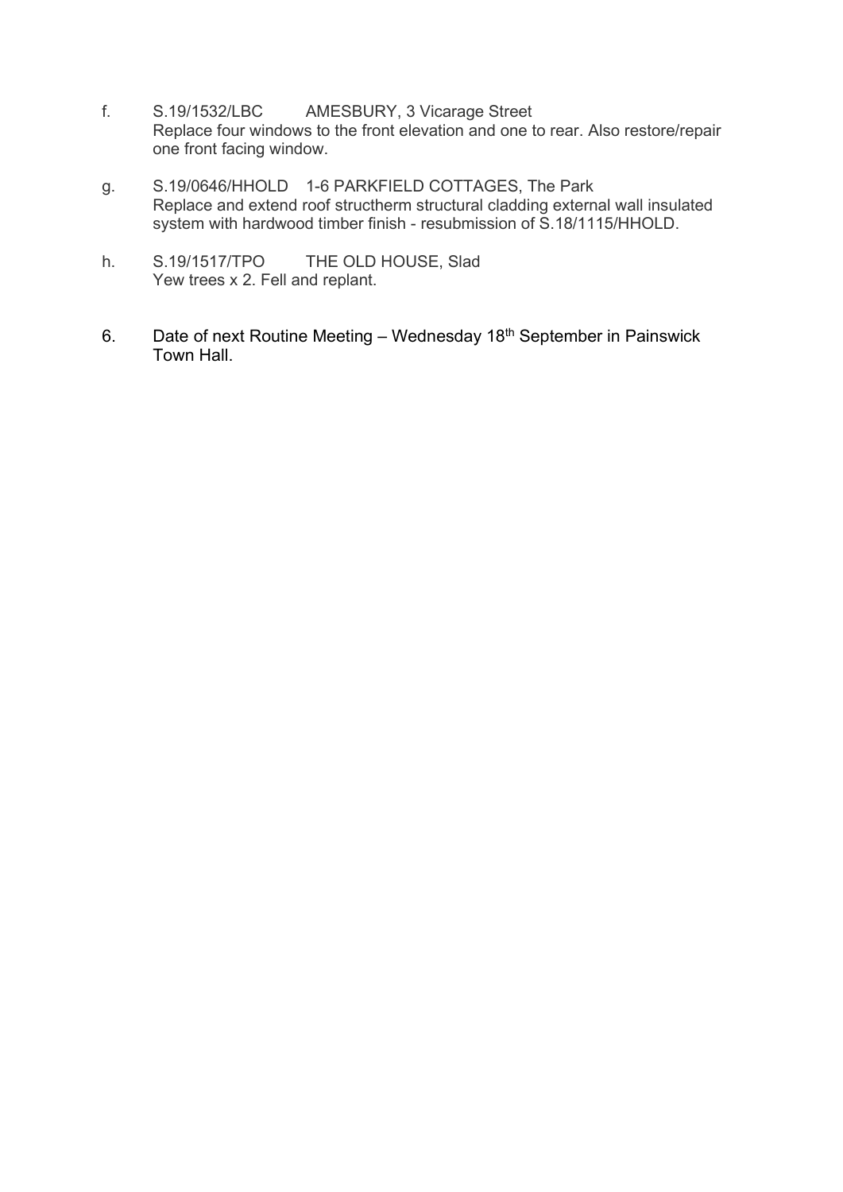f. S.19/1532/LBC AMESBURY, 3 Vicarage Street
   Replace four windows to the front elevation and one to rear. Also restore/repair one front facing window.

g. S.19/0646/HHOLD 1-6 PARKFIELD COTTAGES, The Park
   Replace and extend roof structherm structural cladding external wall insulated system with hardwood timber finish - resubmission of S.18/1115/HHOLD.

h. S.19/1517/TPO THE OLD HOUSE, Slad
   Yew trees x 2. Fell and replant.

6. Date of next Routine Meeting – Wednesday 18th September in Painswick Town Hall.